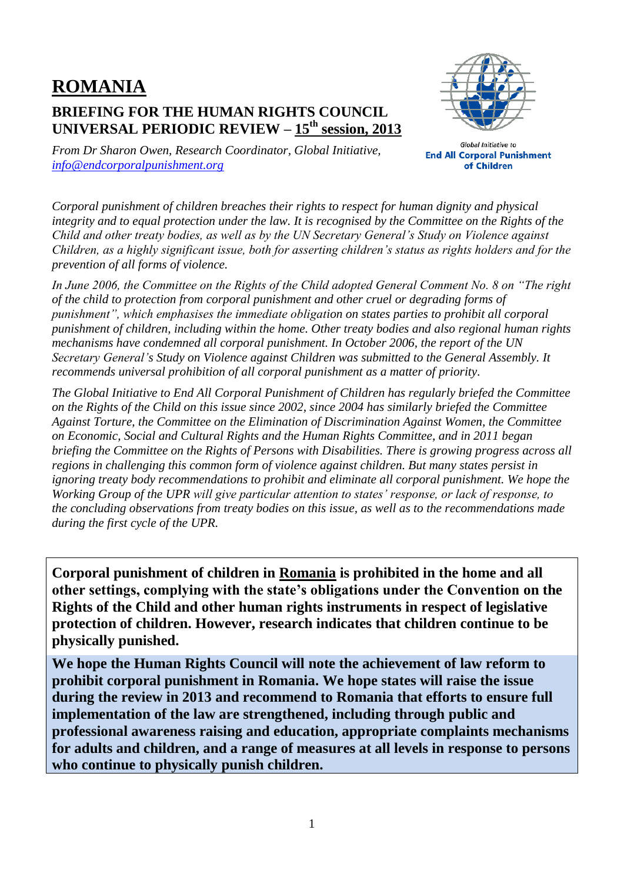# ROMANIA

## BRIEFING FOR THE HUMAN RIGHTS COUNCIL UNIVERSAL PERIODIC REVIEW – 15th session, 2013

*From Dr Sharon Owen, Research Coordinator, Global Initiative, info@endcorporalpunishment.org*

Global Initiative to **End All Corporal Punishment of Children**

*Corporal punishment of children breaches their rights to respect for human dignity and physical integrity and to equal protection under the law. It is recognised by the Committee on the Rights of the Child and other treaty bodies, as well as by the UN Secretary General's Study on Violence against Children, as a highly significant issue, both for asserting children's status as rights holders and for the prevention of all forms of violence.*

*In June 2006, the Committee on the Rights of the Child adopted General Comment No. 8 on "The right of the child to protection from corporal punishment and other cruel or degrading forms of punishment", which emphasises the immediate obligation on states parties to prohibit all corporal punishment of children, including within the home. Other treaty bodies and also regional human rights mechanisms have condemned all corporal punishment. In October 2006, the report of the UN Secretary General's Study on Violence against Children was submitted to the General Assembly. It recommends universal prohibition of all corporal punishment as a matter of priority.*

*The Global Initiative to End All Corporal Punishment of Children has regularly briefed the Committee on the Rights of the Child on this issue since 2002, since 2004 has similarly briefed the Committee Against Torture, the Committee on the Elimination of Discrimination Against Women, the Committee on Economic, Social and Cultural Rights and the Human Rights Committee, and in 2011 began briefing the Committee on the Rights of Persons with Disabilities. There is growing progress across all regions in challenging this common form of violence against children. But many states persist in ignoring treaty body recommendations to prohibit and eliminate all corporal punishment. We hope the Working Group of the UPR will give particular attention to states' response, or lack of response, to the concluding observations from treaty bodies on this issue, as well as to the recommendations made during the first cycle of the UPR.*

**Corporal punishment of children in Romania is prohibited in the home and all other settings, complying with the state's obligations under the Convention on the Rights of the Child and other human rights instruments in respect of legislative protection of children. However, research indicates that children continue to be physically punished.**

**We hope the Human Rights Council will note the achievement of law reform to prohibit corporal punishment in Romania. We hope states will raise the issue during the review in 2013 and recommend to Romania that efforts to ensure full implementation of the law are strengthened, including through public and professional awareness raising and education, appropriate complaints mechanisms for adults and children, and a range of measures at all levels in response to persons who continue to physically punish children.**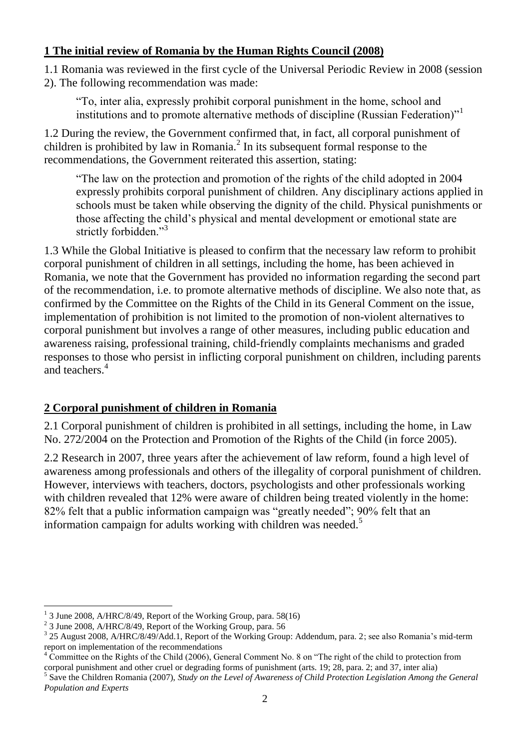## 1 The initial review of Romania by the Human Rights Council (2008)

1.1 Romania was reviewed in the first cycle of the Universal Periodic Review in 2008 (session 2). The following recommendation was made:

> "To, inter alia, expressly prohibit corporal punishment in the home, school and institutions and to promote alternative methods of discipline (Russian Federation)"[1]

1.2 During the review, the Government confirmed that, in fact, all corporal punishment of children is prohibited by law in Romania.[2] In its subsequent formal response to the recommendations, the Government reiterated this assertion, stating:

> "The law on the protection and promotion of the rights of the child adopted in 2004 expressly prohibits corporal punishment of children. Any disciplinary actions applied in schools must be taken while observing the dignity of the child. Physical punishments or those affecting the child's physical and mental development or emotional state are strictly forbidden."[3]

1.3 While the Global Initiative is pleased to confirm that the necessary law reform to prohibit corporal punishment of children in all settings, including the home, has been achieved in Romania, we note that the Government has provided no information regarding the second part of the recommendation, i.e. to promote alternative methods of discipline. We also note that, as confirmed by the Committee on the Rights of the Child in its General Comment on the issue, implementation of prohibition is not limited to the promotion of non-violent alternatives to corporal punishment but involves a range of other measures, including public education and awareness raising, professional training, child-friendly complaints mechanisms and graded responses to those who persist in inflicting corporal punishment on children, including parents and teachers.[4]

## 2 Corporal punishment of children in Romania

2.1 Corporal punishment of children is prohibited in all settings, including the home, in Law No. 272/2004 on the Protection and Promotion of the Rights of the Child (in force 2005).

2.2 Research in 2007, three years after the achievement of law reform, found a high level of awareness among professionals and others of the illegality of corporal punishment of children. However, interviews with teachers, doctors, psychologists and other professionals working with children revealed that 12% were aware of children being treated violently in the home: 82% felt that a public information campaign was "greatly needed"; 90% felt that an information campaign for adults working with children was needed.[5]

---

[1] 3 June 2008, A/HRC/8/49, Report of the Working Group, para. 58(16)

[2] 3 June 2008, A/HRC/8/49, Report of the Working Group, para. 56

[3] 25 August 2008, A/HRC/8/49/Add.1, Report of the Working Group: Addendum, para. 2; see also Romania's mid-term report on implementation of the recommendations

[4] Committee on the Rights of the Child (2006), General Comment No. 8 on "The right of the child to protection from corporal punishment and other cruel or degrading forms of punishment (arts. 19; 28, para. 2; and 37, inter alia)

[5] Save the Children Romania (2007), *Study on the Level of Awareness of Child Protection Legislation Among the General Population and Experts*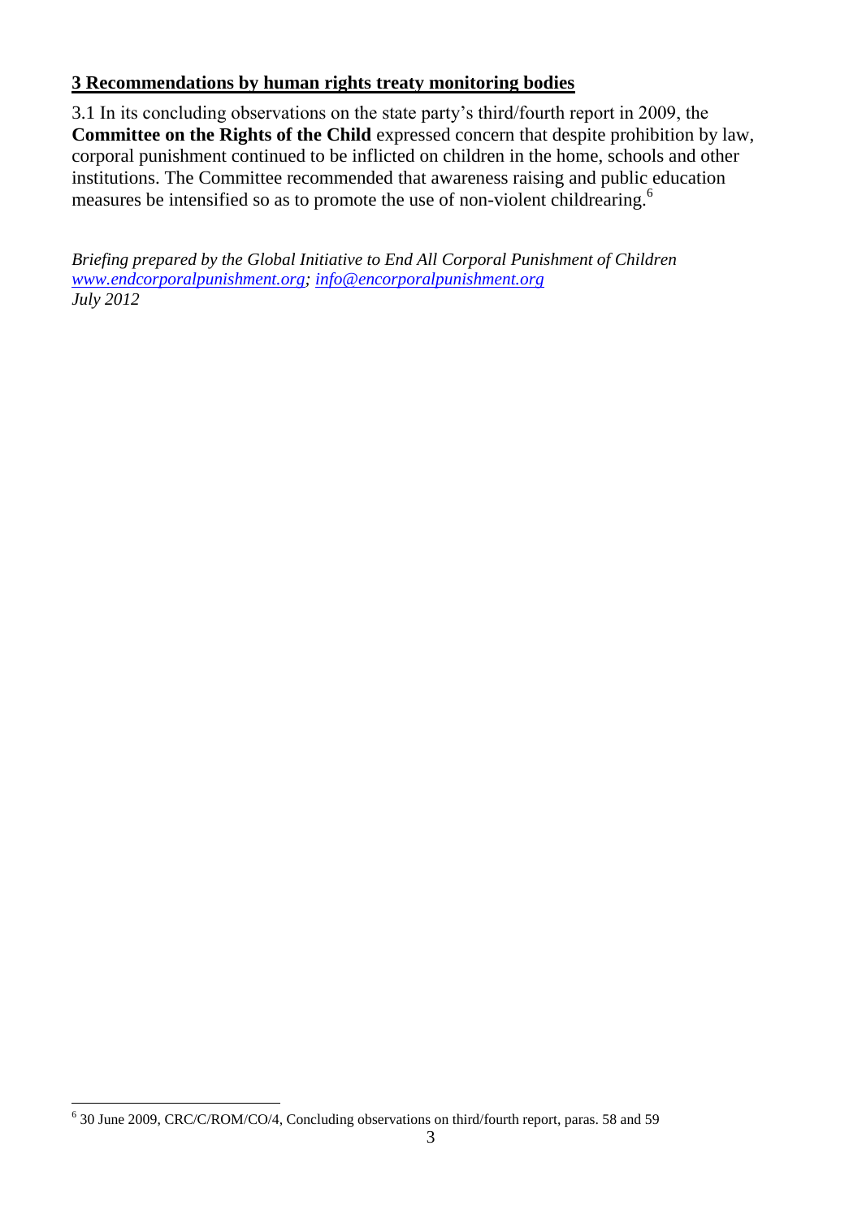## 3 Recommendations by human rights treaty monitoring bodies

3.1 In its concluding observations on the state party's third/fourth report in 2009, the **Committee on the Rights of the Child** expressed concern that despite prohibition by law, corporal punishment continued to be inflicted on children in the home, schools and other institutions. The Committee recommended that awareness raising and public education measures be intensified so as to promote the use of non-violent childrearing.[6]

*Briefing prepared by the Global Initiative to End All Corporal Punishment of Children*
*www.endcorporalpunishment.org; info@encorporalpunishment.org*
*July 2012*

---

[6] 30 June 2009, CRC/C/ROM/CO/4, Concluding observations on third/fourth report, paras. 58 and 59